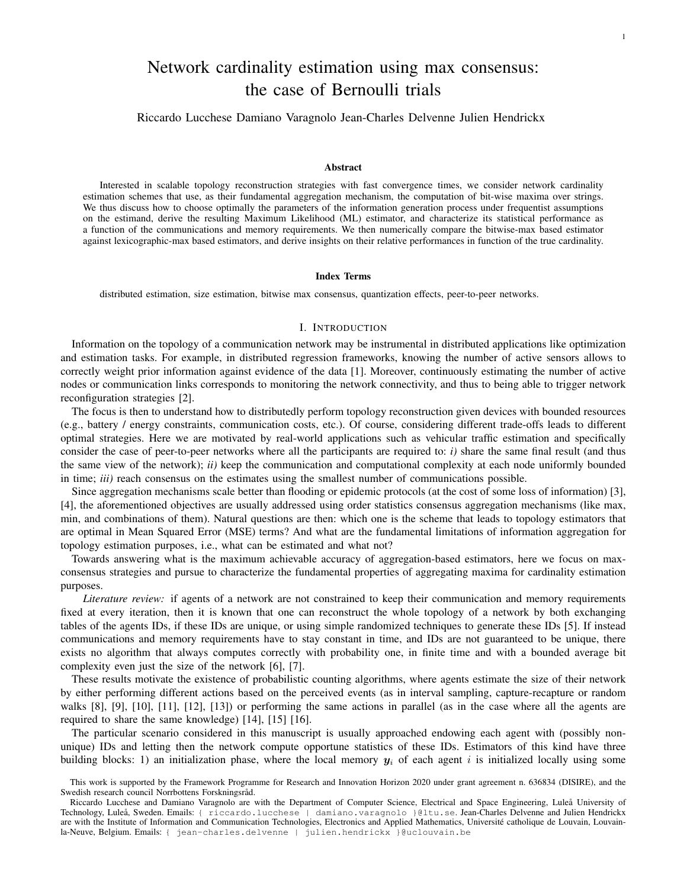# Network cardinality estimation using max consensus: the case of Bernoulli trials

Riccardo Lucchese Damiano Varagnolo Jean-Charles Delvenne Julien Hendrickx

### Abstract

Interested in scalable topology reconstruction strategies with fast convergence times, we consider network cardinality estimation schemes that use, as their fundamental aggregation mechanism, the computation of bit-wise maxima over strings. We thus discuss how to choose optimally the parameters of the information generation process under frequentist assumptions on the estimand, derive the resulting Maximum Likelihood (ML) estimator, and characterize its statistical performance as a function of the communications and memory requirements. We then numerically compare the bitwise-max based estimator against lexicographic-max based estimators, and derive insights on their relative performances in function of the true cardinality.

### Index Terms

distributed estimation, size estimation, bitwise max consensus, quantization effects, peer-to-peer networks.

## I. Introduction

Information on the topology of a communication network may be instrumental in distributed applications like optimization and estimation tasks. For example, in distributed regression frameworks, knowing the number of active sensors allows to correctly weight prior information against evidence of the data [1]. Moreover, continuously estimating the number of active nodes or communication links corresponds to monitoring the network connectivity, and thus to being able to trigger network reconfiguration strategies [2].

The focus is then to understand how to distributedly perform topology reconstruction given devices with bounded resources (e.g., battery / energy constraints, communication costs, etc.). Of course, considering different trade-offs leads to different optimal strategies. Here we are motivated by real-world applications such as vehicular traffic estimation and specifically consider the case of peer-to-peer networks where all the participants are required to: *i)* share the same final result (and thus the same view of the network); *ii)* keep the communication and computational complexity at each node uniformly bounded in time; *iii)* reach consensus on the estimates using the smallest number of communications possible.

Since aggregation mechanisms scale better than flooding or epidemic protocols (at the cost of some loss of information) [3], [4], the aforementioned objectives are usually addressed using order statistics consensus aggregation mechanisms (like max, min, and combinations of them). Natural questions are then: which one is the scheme that leads to topology estimators that are optimal in Mean Squared Error (MSE) terms? And what are the fundamental limitations of information aggregation for topology estimation purposes, i.e., what can be estimated and what not?

Towards answering what is the maximum achievable accuracy of aggregation-based estimators, here we focus on max-consensus strategies and pursue to characterize the fundamental properties of aggregating maxima for cardinality estimation purposes.

*Literature review:* if agents of a network are not constrained to keep their communication and memory requirements fixed at every iteration, then it is known that one can reconstruct the whole topology of a network by both exchanging tables of the agents IDs, if these IDs are unique, or using simple randomized techniques to generate these IDs [5]. If instead communications and memory requirements have to stay constant in time, and IDs are not guaranteed to be unique, there exists no algorithm that always computes correctly with probability one, in finite time and with a bounded average bit complexity even just the size of the network [6], [7].

These results motivate the existence of probabilistic counting algorithms, where agents estimate the size of their network by either performing different actions based on the perceived events (as in interval sampling, capture-recapture or random walks [8], [9], [10], [11], [12], [13]) or performing the same actions in parallel (as in the case where all the agents are required to share the same knowledge) [14], [15] [16].

The particular scenario considered in this manuscript is usually approached endowing each agent with (possibly non-unique) IDs and letting then the network compute opportune statistics of these IDs. Estimators of this kind have three building blocks: 1) an initialization phase, where the local memory $\boldsymbol{y}_i$ of each agent $i$ is initialized locally using some

This work is supported by the Framework Programme for Research and Innovation Horizon 2020 under grant agreement n. 636834 (DISIRE), and the Swedish research council Norrbottens Forskningsråd.

Riccardo Lucchese and Damiano Varagnolo are with the Department of Computer Science, Electrical and Space Engineering, Luleå University of Technology, Luleå, Sweden. Emails: { riccardo.lucchese | damiano.varagnolo }@ltu.se. Jean-Charles Delvenne and Julien Hendrickx are with the Institute of Information and Communication Technologies, Electronics and Applied Mathematics, Université catholique de Louvain, Louvain-la-Neuve, Belgium. Emails: { jean-charles.delvenne | julien.hendrickx }@uclouvain.be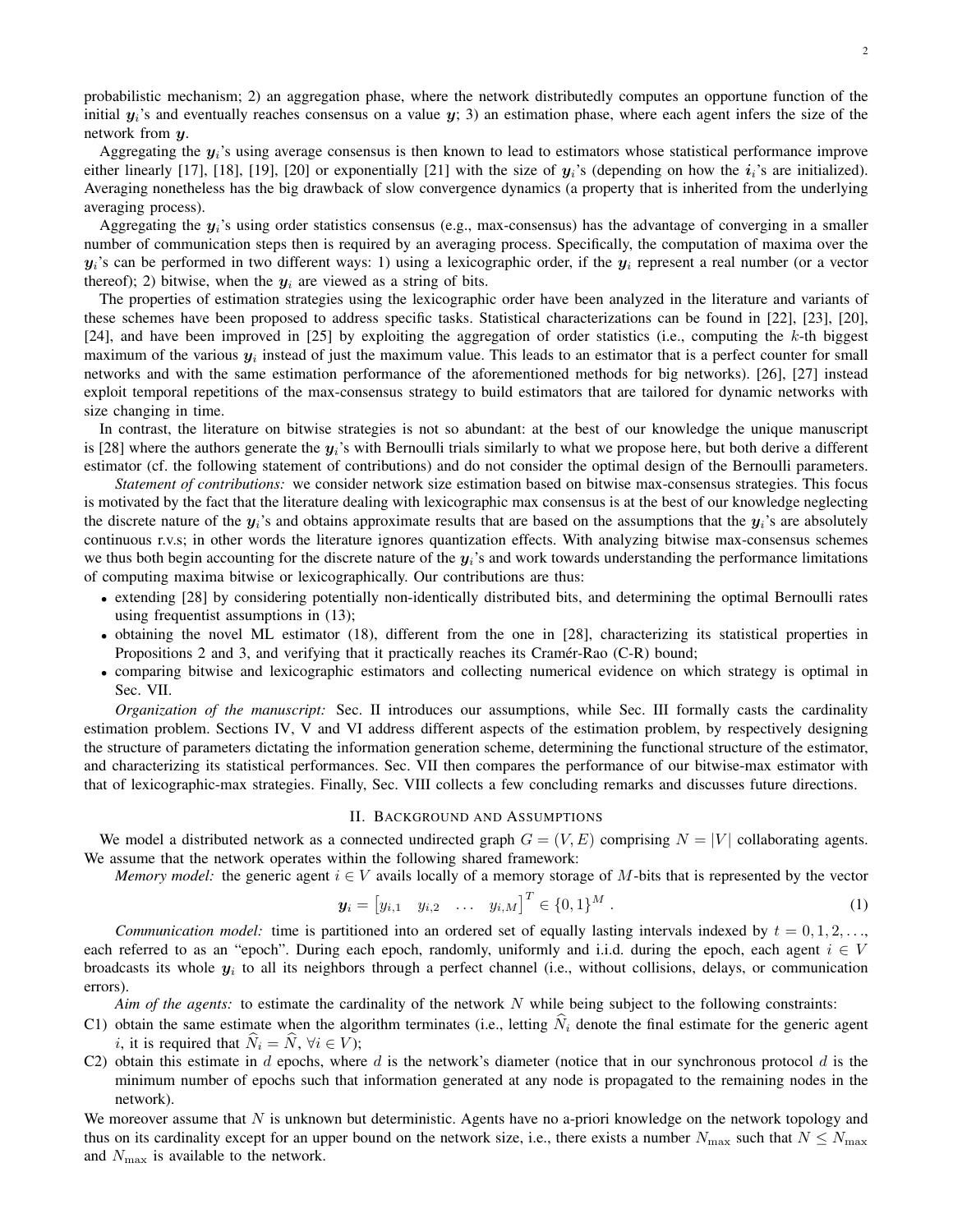probabilistic mechanism; 2) an aggregation phase, where the network distributedly computes an opportune function of the initial $\boldsymbol{y}_i$'s and eventually reaches consensus on a value $\boldsymbol{y}$; 3) an estimation phase, where each agent infers the size of the network from $\boldsymbol{y}$.

Aggregating the $\boldsymbol{y}_i$'s using average consensus is then known to lead to estimators whose statistical performance improve either linearly [17], [18], [19], [20] or exponentially [21] with the size of $\boldsymbol{y}_i$'s (depending on how the $\boldsymbol{i}_i$'s are initialized). Averaging nonetheless has the big drawback of slow convergence dynamics (a property that is inherited from the underlying averaging process).

Aggregating the $\boldsymbol{y}_i$'s using order statistics consensus (e.g., max-consensus) has the advantage of converging in a smaller number of communication steps then is required by an averaging process. Specifically, the computation of maxima over the $\boldsymbol{y}_i$'s can be performed in two different ways: 1) using a lexicographic order, if the $\boldsymbol{y}_i$ represent a real number (or a vector thereof); 2) bitwise, when the $\boldsymbol{y}_i$ are viewed as a string of bits.

The properties of estimation strategies using the lexicographic order have been analyzed in the literature and variants of these schemes have been proposed to address specific tasks. Statistical characterizations can be found in [22], [23], [20], [24], and have been improved in [25] by exploiting the aggregation of order statistics (i.e., computing the $k$-th biggest maximum of the various $\boldsymbol{y}_i$ instead of just the maximum value. This leads to an estimator that is a perfect counter for small networks and with the same estimation performance of the aforementioned methods for big networks). [26], [27] instead exploit temporal repetitions of the max-consensus strategy to build estimators that are tailored for dynamic networks with size changing in time.

In contrast, the literature on bitwise strategies is not so abundant: at the best of our knowledge the unique manuscript is [28] where the authors generate the $\boldsymbol{y}_i$'s with Bernoulli trials similarly to what we propose here, but both derive a different estimator (cf. the following statement of contributions) and do not consider the optimal design of the Bernoulli parameters.

*Statement of contributions:* we consider network size estimation based on bitwise max-consensus strategies. This focus is motivated by the fact that the literature dealing with lexicographic max consensus is at the best of our knowledge neglecting the discrete nature of the $\boldsymbol{y}_i$'s and obtains approximate results that are based on the assumptions that the $\boldsymbol{y}_i$'s are absolutely continuous r.v.s; in other words the literature ignores quantization effects. With analyzing bitwise max-consensus schemes we thus both begin accounting for the discrete nature of the $\boldsymbol{y}_i$'s and work towards understanding the performance limitations of computing maxima bitwise or lexicographically. Our contributions are thus:

- extending [28] by considering potentially non-identically distributed bits, and determining the optimal Bernoulli rates using frequentist assumptions in (13);
- obtaining the novel ML estimator (18), different from the one in [28], characterizing its statistical properties in Propositions 2 and 3, and verifying that it practically reaches its Cramér-Rao (C-R) bound;
- comparing bitwise and lexicographic estimators and collecting numerical evidence on which strategy is optimal in Sec. VII.

*Organization of the manuscript:* Sec. II introduces our assumptions, while Sec. III formally casts the cardinality estimation problem. Sections IV, V and VI address different aspects of the estimation problem, by respectively designing the structure of parameters dictating the information generation scheme, determining the functional structure of the estimator, and characterizing its statistical performances. Sec. VII then compares the performance of our bitwise-max estimator with that of lexicographic-max strategies. Finally, Sec. VIII collects a few concluding remarks and discusses future directions.

## II. Background and Assumptions

We model a distributed network as a connected undirected graph $G = (V, E)$ comprising $N = |V|$ collaborating agents. We assume that the network operates within the following shared framework:

*Memory model:* the generic agent $i \in V$ avails locally of a memory storage of $M$-bits that is represented by the vector

$$\boldsymbol{y}_i = \begin{bmatrix} y_{i,1} & y_{i,2} & \dots & y_{i,M} \end{bmatrix}^T \in \{0,1\}^M . \tag{1}$$

*Communication model:* time is partitioned into an ordered set of equally lasting intervals indexed by $t = 0, 1, 2, \ldots$, each referred to as an "epoch". During each epoch, randomly, uniformly and i.i.d. during the epoch, each agent $i \in V$ broadcasts its whole $\boldsymbol{y}_i$ to all its neighbors through a perfect channel (i.e., without collisions, delays, or communication errors).

*Aim of the agents:* to estimate the cardinality of the network $N$ while being subject to the following constraints:

- C1) obtain the same estimate when the algorithm terminates (i.e., letting $\widehat{N}_i$ denote the final estimate for the generic agent $i$, it is required that $\widehat{N}_i = \widehat{N}, \forall i \in V$);
- C2) obtain this estimate in $d$ epochs, where $d$ is the network's diameter (notice that in our synchronous protocol $d$ is the minimum number of epochs such that information generated at any node is propagated to the remaining nodes in the network).

We moreover assume that $N$ is unknown but deterministic. Agents have no a-priori knowledge on the network topology and thus on its cardinality except for an upper bound on the network size, i.e., there exists a number $N_{\max}$ such that $N \leq N_{\max}$ and $N_{\max}$ is available to the network.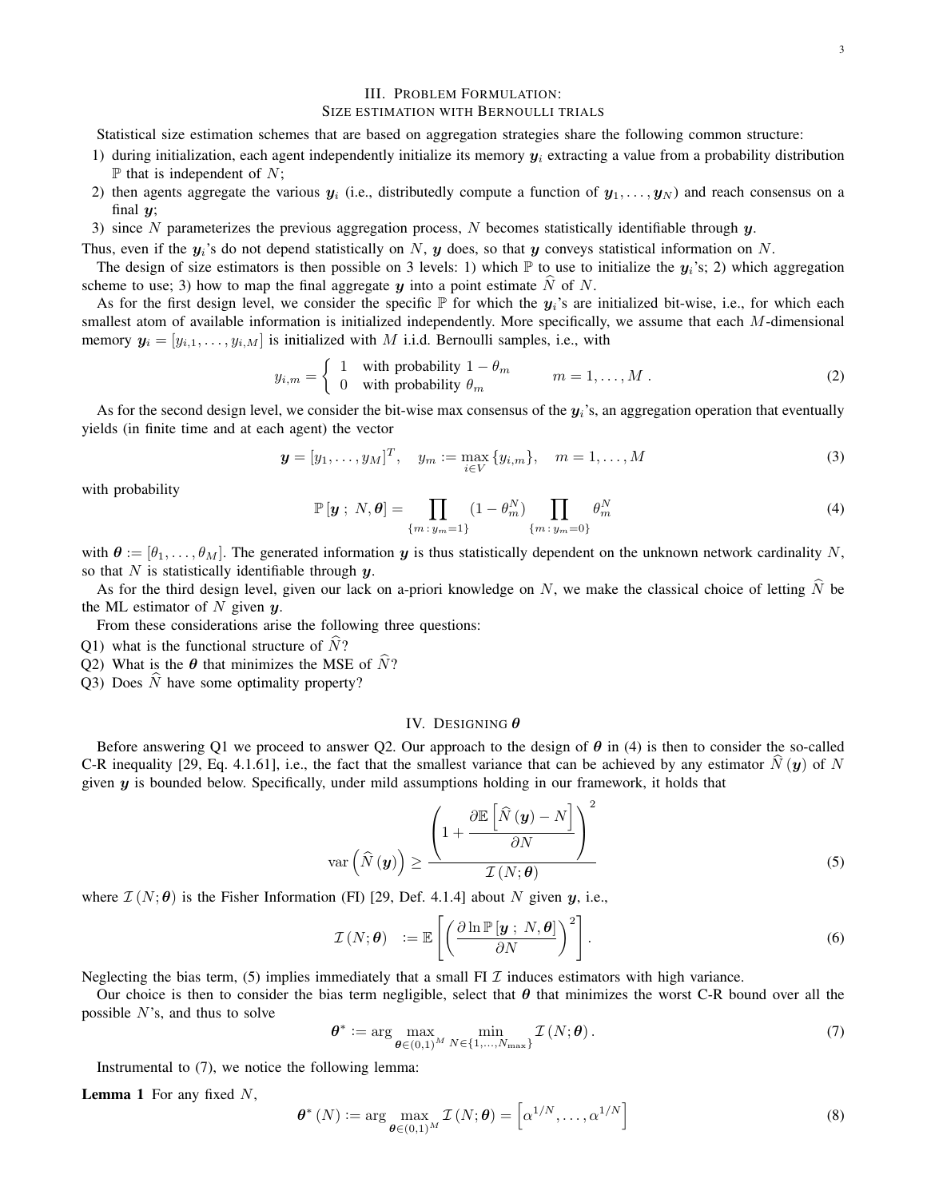## III. Problem Formulation: Size estimation with Bernoulli trials

Statistical size estimation schemes that are based on aggregation strategies share the following common structure:

1) during initialization, each agent independently initialize its memory $\boldsymbol{y}_i$ extracting a value from a probability distribution $\mathbb{P}$ that is independent of $N$;
2) then agents aggregate the various $\boldsymbol{y}_i$ (i.e., distributedly compute a function of $\boldsymbol{y}_1, \ldots, \boldsymbol{y}_N$) and reach consensus on a final $\boldsymbol{y}$;
3) since $N$ parameterizes the previous aggregation process, $N$ becomes statistically identifiable through $\boldsymbol{y}$.

Thus, even if the $\boldsymbol{y}_i$'s do not depend statistically on $N$, $\boldsymbol{y}$ does, so that $\boldsymbol{y}$ conveys statistical information on $N$.

The design of size estimators is then possible on 3 levels: 1) which $\mathbb{P}$ to use to initialize the $\boldsymbol{y}_i$'s; 2) which aggregation scheme to use; 3) how to map the final aggregate $\boldsymbol{y}$ into a point estimate $\widehat{N}$ of $N$.

As for the first design level, we consider the specific $\mathbb{P}$ for which the $\boldsymbol{y}_i$'s are initialized bit-wise, i.e., for which each smallest atom of available information is initialized independently. More specifically, we assume that each $M$-dimensional memory $\boldsymbol{y}_i = [y_{i,1}, \ldots, y_{i,M}]$ is initialized with $M$ i.i.d. Bernoulli samples, i.e., with

$$y_{i,m} = \begin{cases} 1 & \text{with probability } 1 - \theta_m \\ 0 & \text{with probability } \theta_m \end{cases} \qquad m = 1, \ldots, M\,. \tag{2}$$

As for the second design level, we consider the bit-wise max consensus of the $\boldsymbol{y}_i$'s, an aggregation operation that eventually yields (in finite time and at each agent) the vector

$$\boldsymbol{y} = [y_1, \ldots, y_M]^T, \quad y_m := \max_{i \in V} \{y_{i,m}\}, \quad m = 1, \ldots, M \tag{3}$$

with probability

$$\mathbb{P}\left[\boldsymbol{y}\,;\, N, \boldsymbol{\theta}\right] = \prod_{\{m \,:\, y_m = 1\}} \left(1 - \theta_m^N\right) \prod_{\{m \,:\, y_m = 0\}} \theta_m^N \tag{4}$$

with $\boldsymbol{\theta} := [\theta_1, \ldots, \theta_M]$. The generated information $\boldsymbol{y}$ is thus statistically dependent on the unknown network cardinality $N$, so that $N$ is statistically identifiable through $\boldsymbol{y}$.

As for the third design level, given our lack on a-priori knowledge on $N$, we make the classical choice of letting $\widehat{N}$ be the ML estimator of $N$ given $\boldsymbol{y}$.

From these considerations arise the following three questions:

Q1) what is the functional structure of $\widehat{N}$?
Q2) What is the $\boldsymbol{\theta}$ that minimizes the MSE of $\widehat{N}$?
Q3) Does $\widehat{N}$ have some optimality property?

## IV. Designing $\boldsymbol{\theta}$

Before answering Q1 we proceed to answer Q2. Our approach to the design of $\boldsymbol{\theta}$ in (4) is then to consider the so-called C-R inequality [29, Eq. 4.1.61], i.e., the fact that the smallest variance that can be achieved by any estimator $\widehat{N}(\boldsymbol{y})$ of $N$ given $\boldsymbol{y}$ is bounded below. Specifically, under mild assumptions holding in our framework, it holds that

$$\operatorname{var}\left(\widehat{N}(\boldsymbol{y})\right) \geq \frac{\left(1 + \dfrac{\partial \mathbb{E}\left[\widehat{N}(\boldsymbol{y}) - N\right]}{\partial N}\right)^2}{\mathcal{I}(N; \boldsymbol{\theta})} \tag{5}$$

where $\mathcal{I}(N; \boldsymbol{\theta})$ is the Fisher Information (FI) [29, Def. 4.1.4] about $N$ given $\boldsymbol{y}$, i.e.,

$$\mathcal{I}(N; \boldsymbol{\theta}) \quad := \mathbb{E}\left[\left(\frac{\partial \ln \mathbb{P}\left[\boldsymbol{y}\,;\, N, \boldsymbol{\theta}\right]}{\partial N}\right)^2\right]. \tag{6}$$

Neglecting the bias term, (5) implies immediately that a small FI $\mathcal{I}$ induces estimators with high variance.

Our choice is then to consider the bias term negligible, select that $\boldsymbol{\theta}$ that minimizes the worst C-R bound over all the possible $N$'s, and thus to solve

$$\boldsymbol{\theta}^* := \arg \max_{\boldsymbol{\theta} \in (0,1)^M} \min_{N \in \{1, \ldots, N_{\max}\}} \mathcal{I}(N; \boldsymbol{\theta}). \tag{7}$$

Instrumental to (7), we notice the following lemma:

**Lemma 1** For any fixed $N$,

$$\boldsymbol{\theta}^*(N) := \arg \max_{\boldsymbol{\theta} \in (0,1)^M} \mathcal{I}(N; \boldsymbol{\theta}) = \left[\alpha^{1/N}, \ldots, \alpha^{1/N}\right] \tag{8}$$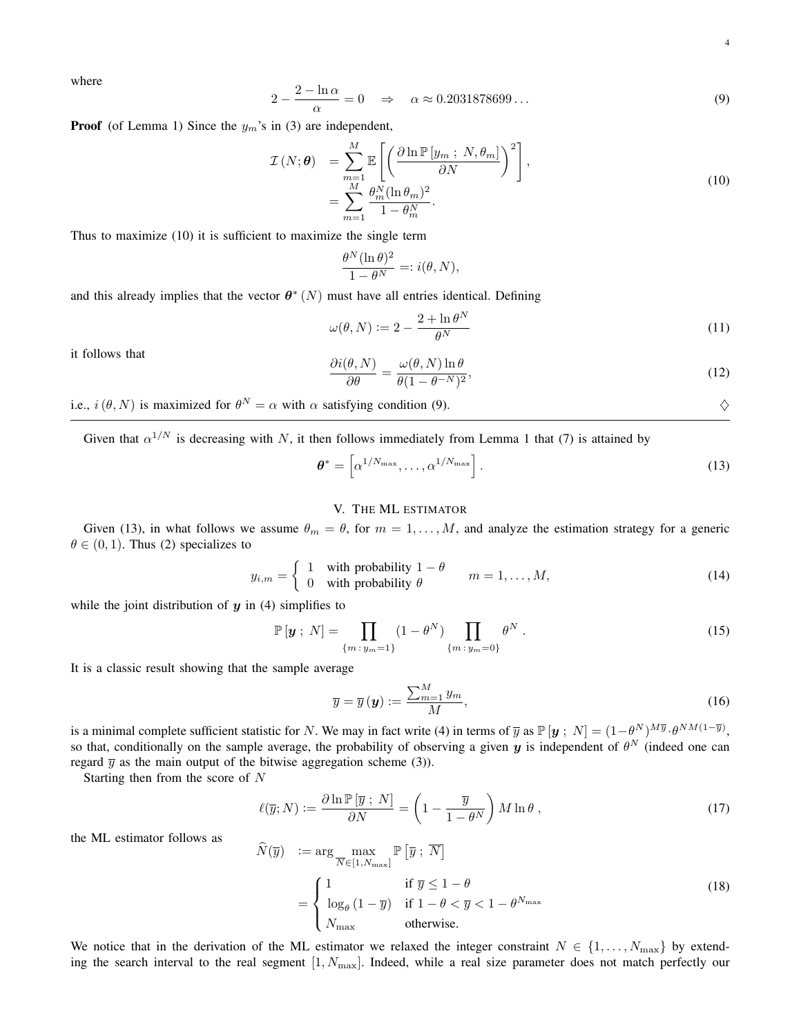where

$$2 - \frac{2 - \ln \alpha}{\alpha} = 0 \quad \Rightarrow \quad \alpha \approx 0.2031878699\ldots \tag{9}$$

**Proof** (of Lemma 1) Since the $y_m$'s in (3) are independent,

$$\begin{aligned} \mathcal{I}(N; \boldsymbol{\theta}) &= \sum_{m=1}^{M} \mathbb{E}\left[\left(\frac{\partial \ln \mathbb{P}[y_m\,;\; N, \theta_m]}{\partial N}\right)^2\right], \\ &= \sum_{m=1}^{M} \frac{\theta_m^N (\ln \theta_m)^2}{1 - \theta_m^N}. \end{aligned} \tag{10}$$

Thus to maximize (10) it is sufficient to maximize the single term

$$\frac{\theta^N (\ln \theta)^2}{1 - \theta^N} =: i(\theta, N),$$

and this already implies that the vector $\boldsymbol{\theta}^*(N)$ must have all entries identical. Defining

$$\omega(\theta, N) := 2 - \frac{2 + \ln \theta^N}{\theta^N} \tag{11}$$

it follows that

$$\frac{\partial i(\theta, N)}{\partial \theta} = \frac{\omega(\theta, N) \ln \theta}{\theta (1 - \theta^{-N})^2}, \tag{12}$$

i.e., $i(\theta, N)$ is maximized for $\theta^N = \alpha$ with $\alpha$ satisfying condition (9). $\diamondsuit$

---

Given that $\alpha^{1/N}$ is decreasing with $N$, it then follows immediately from Lemma 1 that (7) is attained by

$$\boldsymbol{\theta}^* = \left[\alpha^{1/N_{\max}}, \ldots, \alpha^{1/N_{\max}}\right]. \tag{13}$$

## V. The ML estimator

Given (13), in what follows we assume $\theta_m = \theta$, for $m = 1, \ldots, M$, and analyze the estimation strategy for a generic $\theta \in (0, 1)$. Thus (2) specializes to

$$y_{i,m} = \begin{cases} 1 & \text{with probability } 1 - \theta \\ 0 & \text{with probability } \theta \end{cases} \qquad m = 1, \ldots, M, \tag{14}$$

while the joint distribution of $\boldsymbol{y}$ in (4) simplifies to

$$\mathbb{P}[\boldsymbol{y}\,;\; N] = \prod_{\{m\,:\, y_m = 1\}} (1 - \theta^N) \prod_{\{m\,:\, y_m = 0\}} \theta^N\ . \tag{15}$$

It is a classic result showing that the sample average

$$\overline{y} = \overline{y}(\boldsymbol{y}) := \frac{\sum_{m=1}^{M} y_m}{M}, \tag{16}$$

is a minimal complete sufficient statistic for $N$. We may in fact write (4) in terms of $\overline{y}$ as $\mathbb{P}[\boldsymbol{y}\,;\; N] = (1 - \theta^N)^{M\overline{y}} . \theta^{NM(1-\overline{y})}$, so that, conditionally on the sample average, the probability of observing a given $\boldsymbol{y}$ is independent of $\theta^N$ (indeed one can regard $\overline{y}$ as the main output of the bitwise aggregation scheme (3)).

Starting then from the score of $N$

$$\ell(\overline{y}; N) := \frac{\partial \ln \mathbb{P}[\overline{y}\,;\; N]}{\partial N} = \left(1 - \frac{\overline{y}}{1 - \theta^N}\right) M \ln \theta\ , \tag{17}$$

the ML estimator follows as

$$\begin{aligned} \widehat{N}(\overline{y}) &:= \arg \max_{\overline{N} \in [1, N_{\max}]} \mathbb{P}\left[\overline{y}\,;\; \overline{N}\right] \\ &= \begin{cases} 1 & \text{if } \overline{y} \leq 1 - \theta \\ \log_\theta (1 - \overline{y}) & \text{if } 1 - \theta < \overline{y} < 1 - \theta^{N_{\max}} \\ N_{\max} & \text{otherwise.} \end{cases} \end{aligned} \tag{18}$$

We notice that in the derivation of the ML estimator we relaxed the integer constraint $N \in \{1, \ldots, N_{\max}\}$ by extending the search interval to the real segment $[1, N_{\max}]$. Indeed, while a real size parameter does not match perfectly our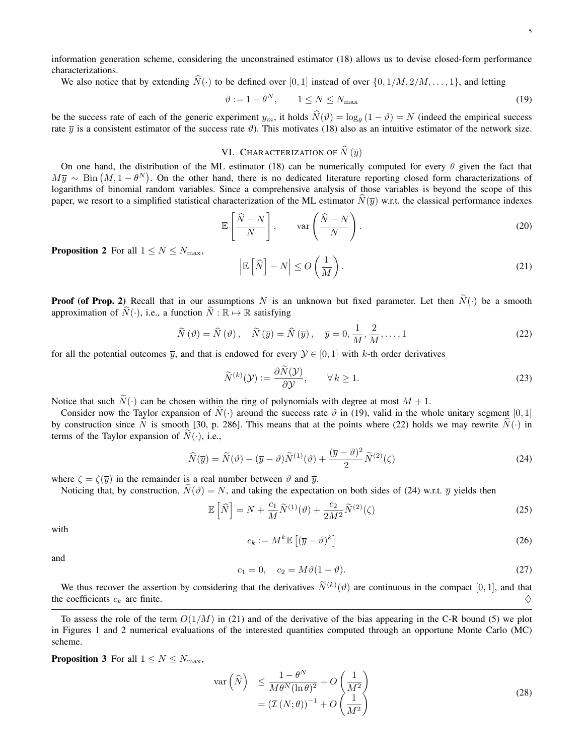information generation scheme, considering the unconstrained estimator (18) allows us to devise closed-form performance characterizations.

We also notice that by extending $\widehat{N}(\cdot)$ to be defined over $[0,1]$ instead of over $\{0, 1/M, 2/M, \ldots, 1\}$, and letting

$$\vartheta := 1 - \theta^N, \qquad 1 \leq N \leq N_{\max} \tag{19}$$

be the success rate of each of the generic experiment $y_m$, it holds $\widehat{N}(\vartheta) = \log_\theta (1 - \vartheta) = N$ (indeed the empirical success rate $\overline{y}$ is a consistent estimator of the success rate $\vartheta$). This motivates (18) also as an intuitive estimator of the network size.

## VI. Characterization of $\widehat{N}(\overline{y})$

On one hand, the distribution of the ML estimator (18) can be numerically computed for every $\theta$ given the fact that $M\overline{y} \sim \text{Bin}\left(M, 1 - \theta^N\right)$. On the other hand, there is no dedicated literature reporting closed form characterizations of logarithms of binomial random variables. Since a comprehensive analysis of those variables is beyond the scope of this paper, we resort to a simplified statistical characterization of the ML estimator $\widehat{N}(\overline{y})$ w.r.t. the classical performance indexes

$$\mathbb{E}\left[\frac{\widehat{N} - N}{N}\right], \qquad \text{var}\left(\frac{\widehat{N} - N}{N}\right). \tag{20}$$

**Proposition 2** For all $1 \leq N \leq N_{\max}$,

$$\left|\mathbb{E}\left[\widehat{N}\right] - N\right| \leq O\left(\frac{1}{M}\right). \tag{21}$$

**Proof (of Prop. 2)** Recall that in our assumptions $N$ is an unknown but fixed parameter. Let then $\widetilde{N}(\cdot)$ be a smooth approximation of $\widehat{N}(\cdot)$, i.e., a function $\widetilde{N} : \mathbb{R} \mapsto \mathbb{R}$ satisfying

$$\widetilde{N}(\vartheta) = \widehat{N}(\vartheta), \quad \widetilde{N}(\overline{y}) = \widehat{N}(\overline{y}), \quad \overline{y} = 0, \frac{1}{M}, \frac{2}{M}, \ldots, 1 \tag{22}$$

for all the potential outcomes $\overline{y}$, and that is endowed for every $\mathcal{Y} \in [0,1]$ with $k$-th order derivatives

$$\widetilde{N}^{(k)}(\mathcal{Y}) := \frac{\partial \widetilde{N}(\mathcal{Y})}{\partial \mathcal{Y}}, \qquad \forall\, k \geq 1. \tag{23}$$

Notice that such $\widetilde{N}(\cdot)$ can be chosen within the ring of polynomials with degree at most $M+1$.

Consider now the Taylor expansion of $\widetilde{N}(\cdot)$ around the success rate $\vartheta$ in (19), valid in the whole unitary segment $[0,1]$ by construction since $\widetilde{N}$ is smooth [30, p. 286]. This means that at the points where (22) holds we may rewrite $\widehat{N}(\cdot)$ in terms of the Taylor expansion of $\widetilde{N}(\cdot)$, i.e.,

$$\widehat{N}(\overline{y}) = \widetilde{N}(\vartheta) - (\overline{y} - \vartheta)\widetilde{N}^{(1)}(\vartheta) + \frac{(\overline{y} - \vartheta)^2}{2}\widetilde{N}^{(2)}(\zeta) \tag{24}$$

where $\zeta = \zeta(\overline{y})$ in the remainder is a real number between $\vartheta$ and $\overline{y}$.

Noticing that, by construction, $\widetilde{N}(\vartheta) = N$, and taking the expectation on both sides of (24) w.r.t. $\overline{y}$ yields then

$$\mathbb{E}\left[\widehat{N}\right] = N + \frac{c_1}{M}\widetilde{N}^{(1)}(\vartheta) + \frac{c_2}{2M^2}\widetilde{N}^{(2)}(\zeta) \tag{25}$$

with

$$c_k := M^k \mathbb{E}\left[(\overline{y} - \vartheta)^k\right] \tag{26}$$

and

$$c_1 = 0, \quad c_2 = M\vartheta(1 - \vartheta). \tag{27}$$

We thus recover the assertion by considering that the derivatives $\widetilde{N}^{(k)}(\vartheta)$ are continuous in the compact $[0,1]$, and that the coefficients $c_k$ are finite. $\diamondsuit$

---

To assess the role of the term $O(1/M)$ in (21) and of the derivative of the bias appearing in the C-R bound (5) we plot in Figures 1 and 2 numerical evaluations of the interested quantities computed through an opportune Monte Carlo (MC) scheme.

**Proposition 3** For all $1 \leq N \leq N_{\max}$,

$$\begin{aligned} \text{var}\left(\widehat{N}\right) &\leq \frac{1 - \theta^N}{M\theta^N (\ln\theta)^2} + O\left(\frac{1}{M^2}\right) \\ &= \left(\mathcal{I}(N;\theta)\right)^{-1} + O\left(\frac{1}{M^2}\right) \end{aligned} \tag{28}$$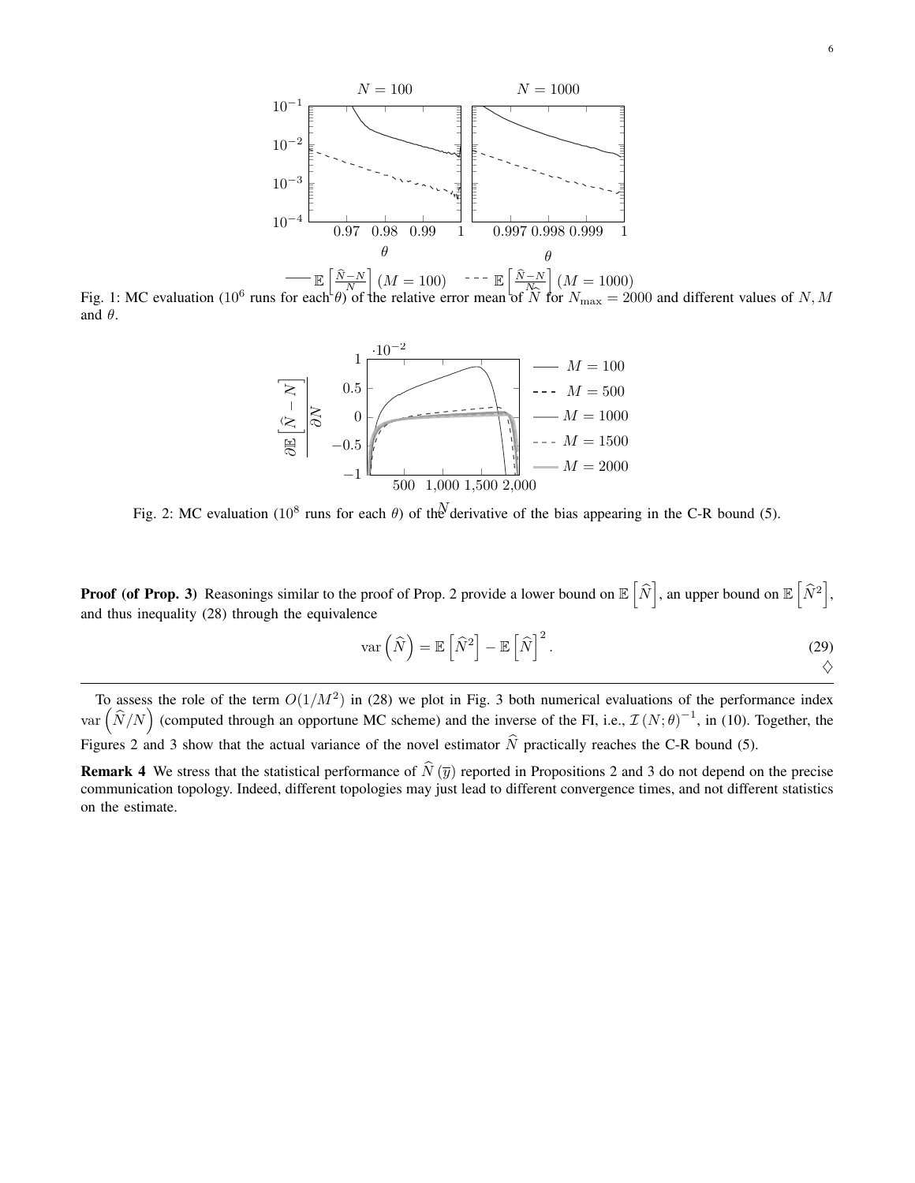Fig. 1: MC evaluation ($10^6$ runs for each $\theta$) of the relative error mean of $\widehat{N}$ for $N_{\max} = 2000$ and different values of $N, M$ and $\theta$.

Fig. 2: MC evaluation ($10^8$ runs for each $\theta$) of the derivative of the bias appearing in the C-R bound (5).

**Proof (of Prop. 3)** Reasonings similar to the proof of Prop. 2 provide a lower bound on $\mathbb{E}\left[\widehat{N}\right]$, an upper bound on $\mathbb{E}\left[\widehat{N}^2\right]$, and thus inequality (28) through the equivalence

$$\operatorname{var}\left(\widehat{N}\right) = \mathbb{E}\left[\widehat{N}^2\right] - \mathbb{E}\left[\widehat{N}\right]^2. \tag{29}$$

$\diamondsuit$

---

To assess the role of the term $O(1/M^2)$ in (28) we plot in Fig. 3 both numerical evaluations of the performance index $\operatorname{var}\left(\widehat{N}/N\right)$ (computed through an opportune MC scheme) and the inverse of the FI, i.e., $\mathcal{I}\left(N;\theta\right)^{-1}$, in (10). Together, the Figures 2 and 3 show that the actual variance of the novel estimator $\widehat{N}$ practically reaches the C-R bound (5).

**Remark 4** We stress that the statistical performance of $\widehat{N}\left(\overline{y}\right)$ reported in Propositions 2 and 3 do not depend on the precise communication topology. Indeed, different topologies may just lead to different convergence times, and not different statistics on the estimate.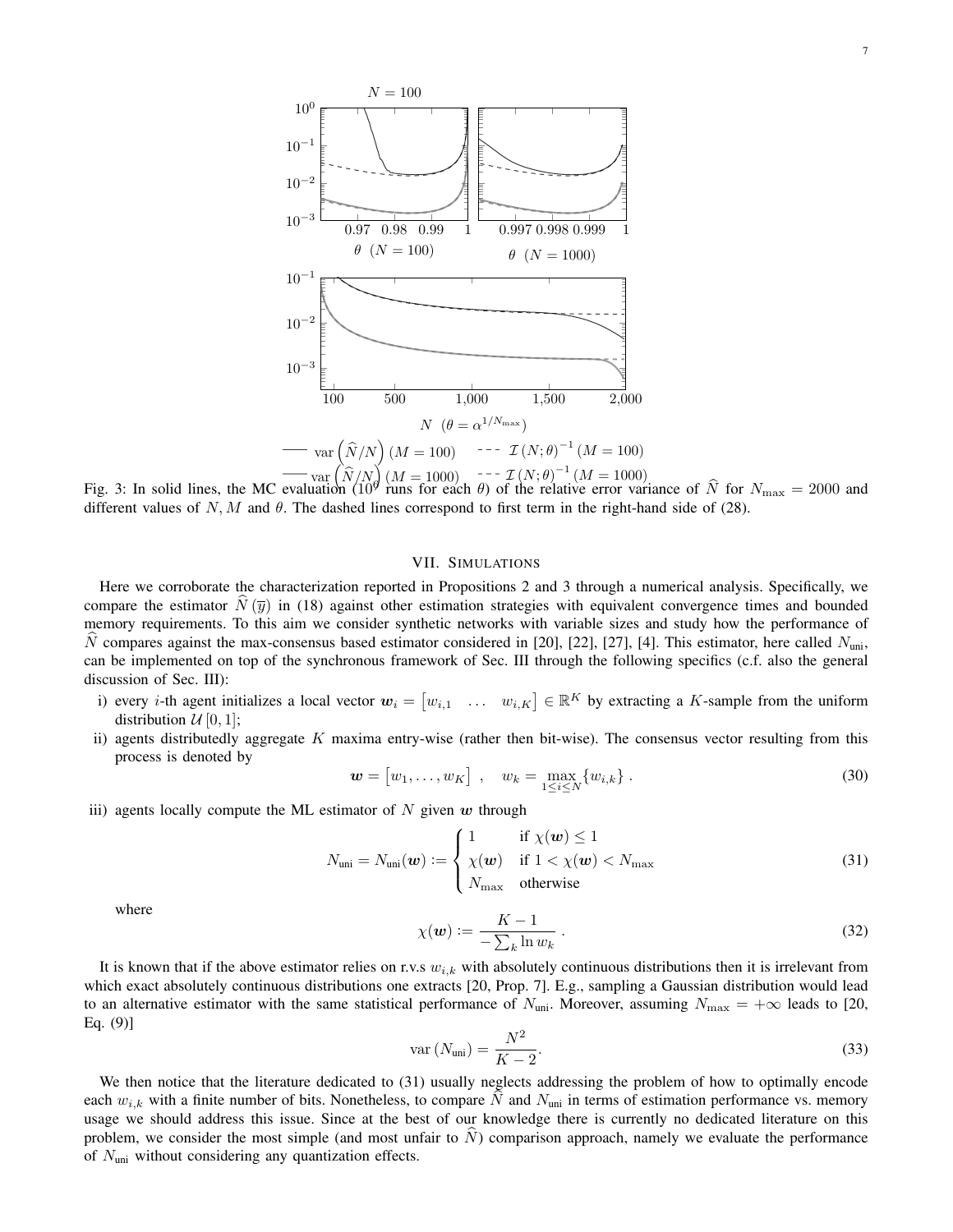Fig. 3: In solid lines, the MC evaluation ($10^6$ runs for each $\theta$) of the relative error variance of $\widehat{N}$ for $N_{\max} = 2000$ and different values of $N, M$ and $\theta$. The dashed lines correspond to first term in the right-hand side of (28).

## VII. Simulations

Here we corroborate the characterization reported in Propositions 2 and 3 through a numerical analysis. Specifically, we compare the estimator $\widehat{N}(\overline{y})$ in (18) against other estimation strategies with equivalent convergence times and bounded memory requirements. To this aim we consider synthetic networks with variable sizes and study how the performance of $\widehat{N}$ compares against the max-consensus based estimator considered in [20], [22], [27], [4]. This estimator, here called $N_{\text{uni}}$, can be implemented on top of the synchronous framework of Sec. III through the following specifics (c.f. also the general discussion of Sec. III):

i) every $i$-th agent initializes a local vector $\boldsymbol{w}_i = \begin{bmatrix} w_{i,1} & \dots & w_{i,K} \end{bmatrix} \in \mathbb{R}^K$ by extracting a $K$-sample from the uniform distribution $\mathcal{U}[0,1]$;

ii) agents distributedly aggregate $K$ maxima entry-wise (rather then bit-wise). The consensus vector resulting from this process is denoted by

$$\boldsymbol{w} = \begin{bmatrix} w_1, \dots, w_K \end{bmatrix}, \quad w_k = \max_{1 \leq i \leq N} \{w_{i,k}\}. \tag{30}$$

iii) agents locally compute the ML estimator of $N$ given $\boldsymbol{w}$ through

$$N_{\text{uni}} = N_{\text{uni}}(\boldsymbol{w}) := \begin{cases} 1 & \text{if } \chi(\boldsymbol{w}) \leq 1 \\ \chi(\boldsymbol{w}) & \text{if } 1 < \chi(\boldsymbol{w}) < N_{\max} \\ N_{\max} & \text{otherwise} \end{cases} \tag{31}$$

where

$$\chi(\boldsymbol{w}) := \frac{K-1}{-\sum_k \ln w_k}. \tag{32}$$

It is known that if the above estimator relies on r.v.s $w_{i,k}$ with absolutely continuous distributions then it is irrelevant from which exact absolutely continuous distributions one extracts [20, Prop. 7]. E.g., sampling a Gaussian distribution would lead to an alternative estimator with the same statistical performance of $N_{\text{uni}}$. Moreover, assuming $N_{\max} = +\infty$ leads to [20, Eq. (9)]

$$\text{var}(N_{\text{uni}}) = \frac{N^2}{K-2}. \tag{33}$$

We then notice that the literature dedicated to (31) usually neglects addressing the problem of how to optimally encode each $w_{i,k}$ with a finite number of bits. Nonetheless, to compare $\widehat{N}$ and $N_{\text{uni}}$ in terms of estimation performance vs. memory usage we should address this issue. Since at the best of our knowledge there is currently no dedicated literature on this problem, we consider the most simple (and most unfair to $\widehat{N}$) comparison approach, namely we evaluate the performance of $N_{\text{uni}}$ without considering any quantization effects.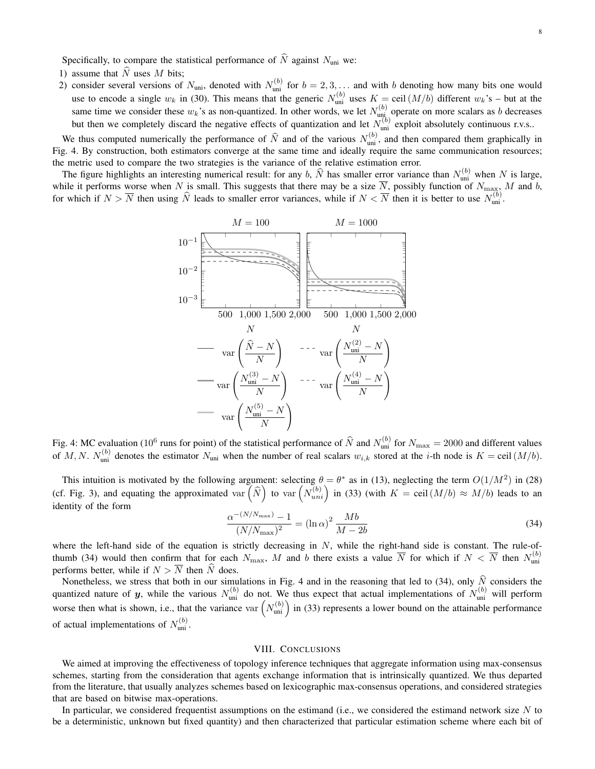Specifically, to compare the statistical performance of $\widehat{N}$ against $N_{\text{uni}}$ we:

1) assume that $\widehat{N}$ uses $M$ bits;
2) consider several versions of $N_{\text{uni}}$, denoted with $N_{\text{uni}}^{(b)}$ for $b = 2, 3, \ldots$ and with $b$ denoting how many bits one would use to encode a single $w_k$ in (30). This means that the generic $N_{\text{uni}}^{(b)}$ uses $K = \text{ceil}(M/b)$ different $w_k$'s – but at the same time we consider these $w_k$'s as non-quantized. In other words, we let $N_{\text{uni}}^{(b)}$ operate on more scalars as $b$ decreases but then we completely discard the negative effects of quantization and let $N_{\text{uni}}^{(b)}$ exploit absolutely continuous r.v.s..

We thus computed numerically the performance of $\widehat{N}$ and of the various $N_{\text{uni}}^{(b)}$, and then compared them graphically in Fig. 4. By construction, both estimators converge at the same time and ideally require the same communication resources; the metric used to compare the two strategies is the variance of the relative estimation error.

The figure highlights an interesting numerical result: for any $b$, $\widehat{N}$ has smaller error variance than $N_{\text{uni}}^{(b)}$ when $N$ is large, while it performs worse when $N$ is small. This suggests that there may be a size $\overline{N}$, possibly function of $N_{\max}$, $M$ and $b$, for which if $N > \overline{N}$ then using $\widehat{N}$ leads to smaller error variances, while if $N < \overline{N}$ then it is better to use $N_{\text{uni}}^{(b)}$.

Fig. 4: MC evaluation ($10^6$ runs for point) of the statistical performance of $\widehat{N}$ and $N_{\text{uni}}^{(b)}$ for $N_{\max} = 2000$ and different values of $M, N$. $N_{\text{uni}}^{(b)}$ denotes the estimator $N_{\text{uni}}$ when the number of real scalars $w_{i,k}$ stored at the $i$-th node is $K = \text{ceil}(M/b)$.

This intuition is motivated by the following argument: selecting $\theta = \theta^*$ as in (13), neglecting the term $O(1/M^2)$ in (28) (cf. Fig. 3), and equating the approximated $\text{var}\left(\widehat{N}\right)$ to $\text{var}\left(N_{uni}^{(b)}\right)$ in (33) (with $K = \text{ceil}(M/b) \approx M/b$) leads to an identity of the form

$$\frac{\alpha^{-(N/N_{\max})} - 1}{(N/N_{\max})^2} = (\ln \alpha)^2 \frac{Mb}{M - 2b} \tag{34}$$

where the left-hand side of the equation is strictly decreasing in $N$, while the right-hand side is constant. The rule-of-thumb (34) would then confirm that for each $N_{\max}$, $M$ and $b$ there exists a value $\overline{N}$ for which if $N < \overline{N}$ then $N_{\text{uni}}^{(b)}$ performs better, while if $N > \overline{N}$ then $\widehat{N}$ does.

Nonetheless, we stress that both in our simulations in Fig. 4 and in the reasoning that led to (34), only $\widehat{N}$ considers the quantized nature of $\boldsymbol{y}$, while the various $N_{\text{uni}}^{(b)}$ do not. We thus expect that actual implementations of $N_{\text{uni}}^{(b)}$ will perform worse then what is shown, i.e., that the variance $\text{var}\left(N_{\text{uni}}^{(b)}\right)$ in (33) represents a lower bound on the attainable performance of actual implementations of $N_{\text{uni}}^{(b)}$.

## VIII. Conclusions

We aimed at improving the effectiveness of topology inference techniques that aggregate information using max-consensus schemes, starting from the consideration that agents exchange information that is intrinsically quantized. We thus departed from the literature, that usually analyzes schemes based on lexicographic max-consensus operations, and considered strategies that are based on bitwise max-operations.

In particular, we considered frequentist assumptions on the estimand (i.e., we considered the estimand network size $N$ to be a deterministic, unknown but fixed quantity) and then characterized that particular estimation scheme where each bit of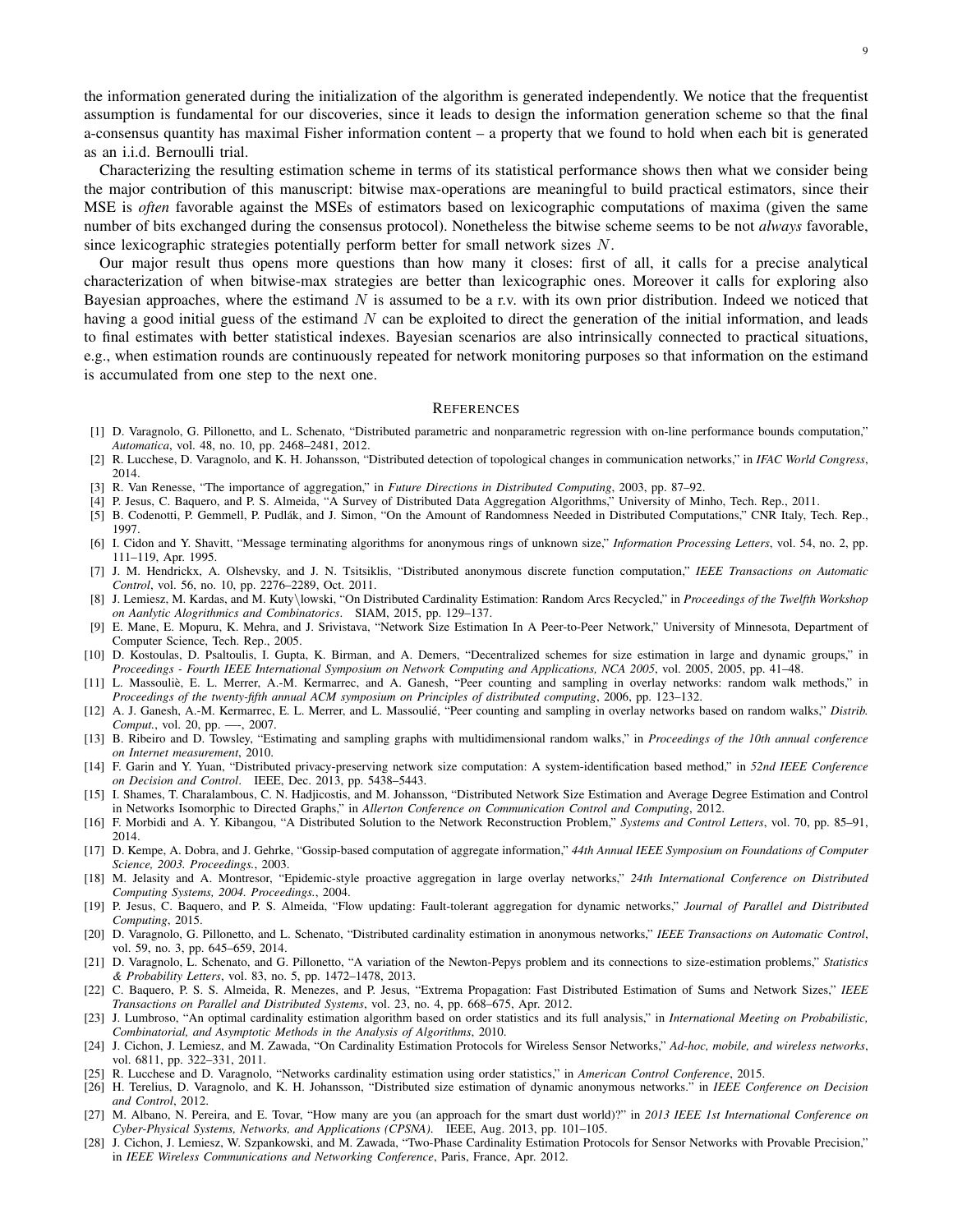the information generated during the initialization of the algorithm is generated independently. We notice that the frequentist assumption is fundamental for our discoveries, since it leads to design the information generation scheme so that the final a-consensus quantity has maximal Fisher information content – a property that we found to hold when each bit is generated as an i.i.d. Bernoulli trial.

Characterizing the resulting estimation scheme in terms of its statistical performance shows then what we consider being the major contribution of this manuscript: bitwise max-operations are meaningful to build practical estimators, since their MSE is *often* favorable against the MSEs of estimators based on lexicographic computations of maxima (given the same number of bits exchanged during the consensus protocol). Nonetheless the bitwise scheme seems to be not *always* favorable, since lexicographic strategies potentially perform better for small network sizes $N$.

Our major result thus opens more questions than how many it closes: first of all, it calls for a precise analytical characterization of when bitwise-max strategies are better than lexicographic ones. Moreover it calls for exploring also Bayesian approaches, where the estimand $N$ is assumed to be a r.v. with its own prior distribution. Indeed we noticed that having a good initial guess of the estimand $N$ can be exploited to direct the generation of the initial information, and leads to final estimates with better statistical indexes. Bayesian scenarios are also intrinsically connected to practical situations, e.g., when estimation rounds are continuously repeated for network monitoring purposes so that information on the estimand is accumulated from one step to the next one.

## References

[1] D. Varagnolo, G. Pillonetto, and L. Schenato, "Distributed parametric and nonparametric regression with on-line performance bounds computation," *Automatica*, vol. 48, no. 10, pp. 2468–2481, 2012.

[2] R. Lucchese, D. Varagnolo, and K. H. Johansson, "Distributed detection of topological changes in communication networks," in *IFAC World Congress*, 2014.

[3] R. Van Renesse, "The importance of aggregation," in *Future Directions in Distributed Computing*, 2003, pp. 87–92.

[4] P. Jesus, C. Baquero, and P. S. Almeida, "A Survey of Distributed Data Aggregation Algorithms," University of Minho, Tech. Rep., 2011.

[5] B. Codenotti, P. Gemmell, P. Pudlák, and J. Simon, "On the Amount of Randomness Needed in Distributed Computations," CNR Italy, Tech. Rep., 1997.

[6] I. Cidon and Y. Shavitt, "Message terminating algorithms for anonymous rings of unknown size," *Information Processing Letters*, vol. 54, no. 2, pp. 111–119, Apr. 1995.

[7] J. M. Hendrickx, A. Olshevsky, and J. N. Tsitsiklis, "Distributed anonymous discrete function computation," *IEEE Transactions on Automatic Control*, vol. 56, no. 10, pp. 2276–2289, Oct. 2011.

[8] J. Lemiesz, M. Kardas, and M. Kuty\lowski, "On Distributed Cardinality Estimation: Random Arcs Recycled," in *Proceedings of the Twelfth Workshop on Aanlytic Alogrithmics and Combinatorics*. SIAM, 2015, pp. 129–137.

[9] E. Mane, E. Mopuru, K. Mehra, and J. Srivistava, "Network Size Estimation In A Peer-to-Peer Network," University of Minnesota, Department of Computer Science, Tech. Rep., 2005.

[10] D. Kostoulas, D. Psaltoulis, I. Gupta, K. Birman, and A. Demers, "Decentralized schemes for size estimation in large and dynamic groups," in *Proceedings - Fourth IEEE International Symposium on Network Computing and Applications, NCA 2005*, vol. 2005, 2005, pp. 41–48.

[11] L. Massoulié, E. L. Merrer, A.-M. Kermarrec, and A. Ganesh, "Peer counting and sampling in overlay networks: random walk methods," in *Proceedings of the twenty-fifth annual ACM symposium on Principles of distributed computing*, 2006, pp. 123–132.

[12] A. J. Ganesh, A.-M. Kermarrec, E. L. Merrer, and L. Massoulié, "Peer counting and sampling in overlay networks based on random walks," *Distrib. Comput.*, vol. 20, pp. —–, 2007.

[13] B. Ribeiro and D. Towsley, "Estimating and sampling graphs with multidimensional random walks," in *Proceedings of the 10th annual conference on Internet measurement*, 2010.

[14] F. Garin and Y. Yuan, "Distributed privacy-preserving network size computation: A system-identification based method," in *52nd IEEE Conference on Decision and Control*. IEEE, Dec. 2013, pp. 5438–5443.

[15] I. Shames, T. Charalambous, C. N. Hadjicostis, and M. Johansson, "Distributed Network Size Estimation and Average Degree Estimation and Control in Networks Isomorphic to Directed Graphs," in *Allerton Conference on Communication Control and Computing*, 2012.

[16] F. Morbidi and A. Y. Kibangou, "A Distributed Solution to the Network Reconstruction Problem," *Systems and Control Letters*, vol. 70, pp. 85–91, 2014.

[17] D. Kempe, A. Dobra, and J. Gehrke, "Gossip-based computation of aggregate information," *44th Annual IEEE Symposium on Foundations of Computer Science, 2003. Proceedings.*, 2003.

[18] M. Jelasity and A. Montresor, "Epidemic-style proactive aggregation in large overlay networks," *24th International Conference on Distributed Computing Systems, 2004. Proceedings.*, 2004.

[19] P. Jesus, C. Baquero, and P. S. Almeida, "Flow updating: Fault-tolerant aggregation for dynamic networks," *Journal of Parallel and Distributed Computing*, 2015.

[20] D. Varagnolo, G. Pillonetto, and L. Schenato, "Distributed cardinality estimation in anonymous networks," *IEEE Transactions on Automatic Control*, vol. 59, no. 3, pp. 645–659, 2014.

[21] D. Varagnolo, L. Schenato, and G. Pillonetto, "A variation of the Newton-Pepys problem and its connections to size-estimation problems," *Statistics & Probability Letters*, vol. 83, no. 5, pp. 1472–1478, 2013.

[22] C. Baquero, P. S. S. Almeida, R. Menezes, and P. Jesus, "Extrema Propagation: Fast Distributed Estimation of Sums and Network Sizes," *IEEE Transactions on Parallel and Distributed Systems*, vol. 23, no. 4, pp. 668–675, Apr. 2012.

[23] J. Lumbroso, "An optimal cardinality estimation algorithm based on order statistics and its full analysis," in *International Meeting on Probabilistic, Combinatorial, and Asymptotic Methods in the Analysis of Algorithms*, 2010.

[24] J. Cichon, J. Lemiesz, and M. Zawada, "On Cardinality Estimation Protocols for Wireless Sensor Networks," *Ad-hoc, mobile, and wireless networks*, vol. 6811, pp. 322–331, 2011.

[25] R. Lucchese and D. Varagnolo, "Networks cardinality estimation using order statistics," in *American Control Conference*, 2015.

[26] H. Terelius, D. Varagnolo, and K. H. Johansson, "Distributed size estimation of dynamic anonymous networks." in *IEEE Conference on Decision and Control*, 2012.

[27] M. Albano, N. Pereira, and E. Tovar, "How many are you (an approach for the smart dust world)?" in *2013 IEEE 1st International Conference on Cyber-Physical Systems, Networks, and Applications (CPSNA)*. IEEE, Aug. 2013, pp. 101–105.

[28] J. Cichon, J. Lemiesz, W. Szpankowski, and M. Zawada, "Two-Phase Cardinality Estimation Protocols for Sensor Networks with Provable Precision," in *IEEE Wireless Communications and Networking Conference*, Paris, France, Apr. 2012.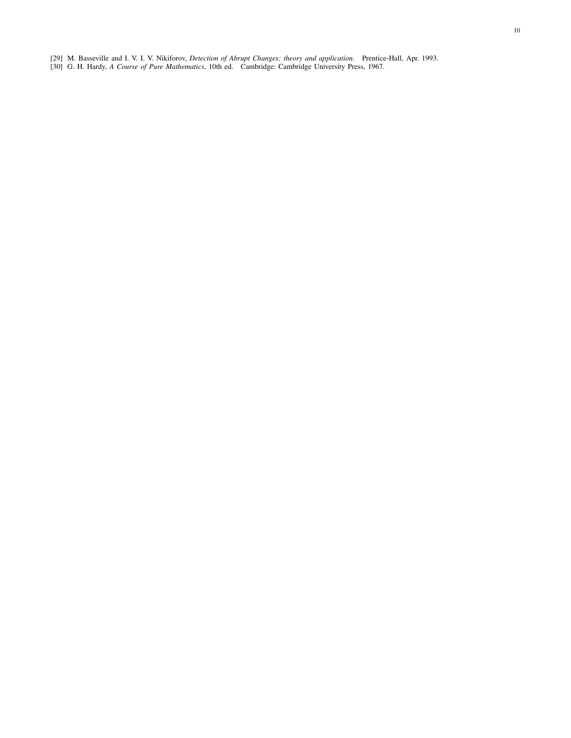[29] M. Basseville and I. V. I. V. Nikiforov, *Detection of Abrupt Changes: theory and application*. Prentice-Hall, Apr. 1993.

[30] G. H. Hardy, *A Course of Pure Mathematics*, 10th ed. Cambridge: Cambridge University Press, 1967.